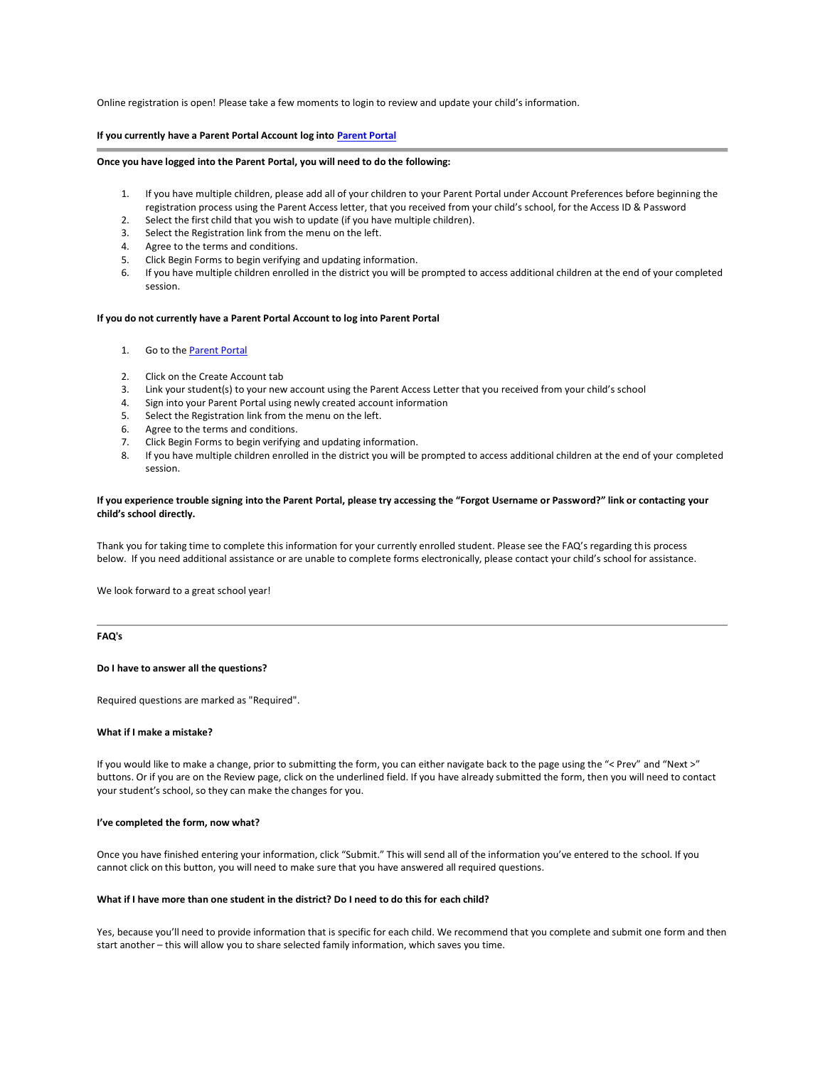Online registration is open! Please take a few moments to login to review and update your child's information.

**If you currently have a Parent Portal Account log into Parent Portal**

---

**Once you have logged into the Parent Portal, you will need to do the following:**

1. If you have multiple children, please add all of your children to your Parent Portal under Account Preferences before beginning the registration process using the Parent Access letter, that you received from your child's school, for the Access ID & Password
2. Select the first child that you wish to update (if you have multiple children).
3. Select the Registration link from the menu on the left.
4. Agree to the terms and conditions.
5. Click Begin Forms to begin verifying and updating information.
6. If you have multiple children enrolled in the district you will be prompted to access additional children at the end of your completed session.

**If you do not currently have a Parent Portal Account to log into Parent Portal**

1. Go to the Parent Portal
2. Click on the Create Account tab
3. Link your student(s) to your new account using the Parent Access Letter that you received from your child's school
4. Sign into your Parent Portal using newly created account information
5. Select the Registration link from the menu on the left.
6. Agree to the terms and conditions.
7. Click Begin Forms to begin verifying and updating information.
8. If you have multiple children enrolled in the district you will be prompted to access additional children at the end of your completed session.

**If you experience trouble signing into the Parent Portal, please try accessing the "Forgot Username or Password?" link or contacting your child's school directly.**

Thank you for taking time to complete this information for your currently enrolled student. Please see the FAQ's regarding this process below. If you need additional assistance or are unable to complete forms electronically, please contact your child's school for assistance.

We look forward to a great school year!

---

**FAQ's**

**Do I have to answer all the questions?**

Required questions are marked as "Required".

**What if I make a mistake?**

If you would like to make a change, prior to submitting the form, you can either navigate back to the page using the "< Prev" and "Next >" buttons. Or if you are on the Review page, click on the underlined field. If you have already submitted the form, then you will need to contact your student's school, so they can make the changes for you.

**I've completed the form, now what?**

Once you have finished entering your information, click "Submit." This will send all of the information you've entered to the school. If you cannot click on this button, you will need to make sure that you have answered all required questions.

**What if I have more than one student in the district? Do I need to do this for each child?**

Yes, because you'll need to provide information that is specific for each child. We recommend that you complete and submit one form and then start another – this will allow you to share selected family information, which saves you time.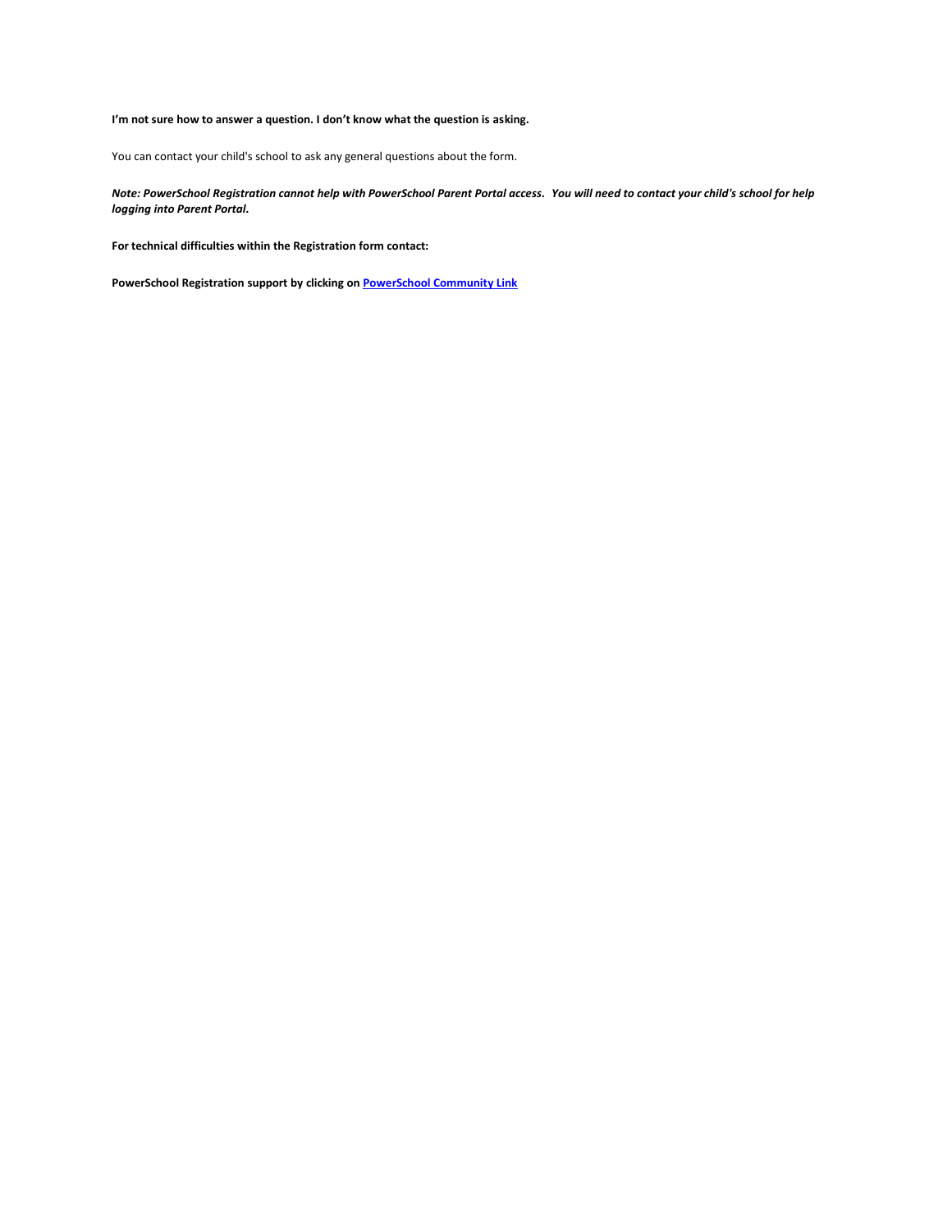**I'm not sure how to answer a question. I don't know what the question is asking.**

You can contact your child's school to ask any general questions about the form.

***Note: PowerSchool Registration cannot help with PowerSchool Parent Portal access. You will need to contact your child's school for help logging into Parent Portal.***

**For technical difficulties within the Registration form contact:**

**PowerSchool Registration support by clicking on [PowerSchool Community Link]()**